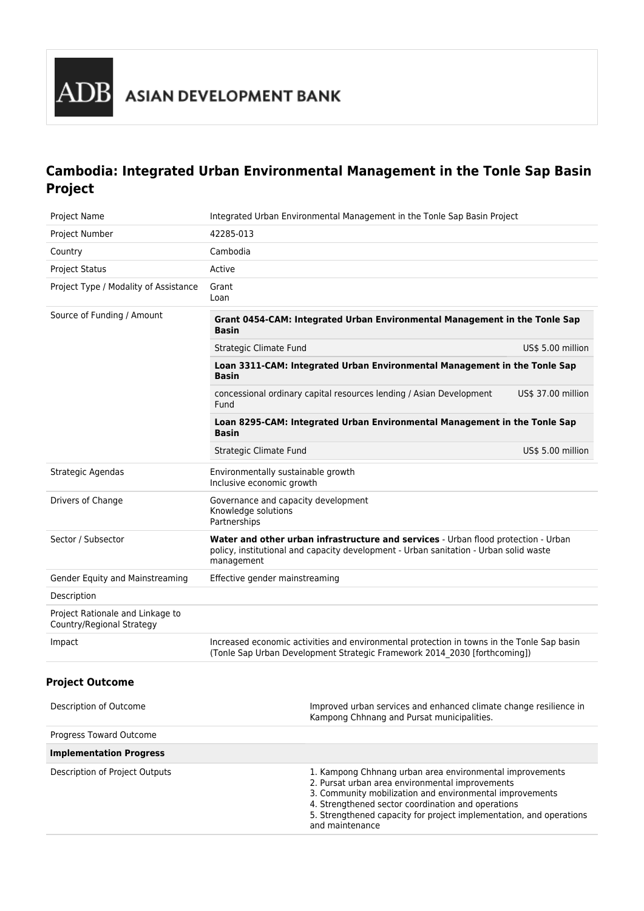ADB ASIAN DEVELOPMENT BANK

# Cambodia: Integrated Urban Environmental Management in the Tonle Sap Basin Project

| | |
|---|---|
| Project Name | Integrated Urban Environmental Management in the Tonle Sap Basin Project |
| Project Number | 42285-013 |
| Country | Cambodia |
| Project Status | Active |
| Project Type / Modality of Assistance | Grant<br>Loan |
| Source of Funding / Amount | **Grant 0454-CAM: Integrated Urban Environmental Management in the Tonle Sap Basin**<br>Strategic Climate Fund — US$ 5.00 million<br>**Loan 3311-CAM: Integrated Urban Environmental Management in the Tonle Sap Basin**<br>concessional ordinary capital resources lending / Asian Development Fund — US$ 37.00 million<br>**Loan 8295-CAM: Integrated Urban Environmental Management in the Tonle Sap Basin**<br>Strategic Climate Fund — US$ 5.00 million |
| Strategic Agendas | Environmentally sustainable growth<br>Inclusive economic growth |
| Drivers of Change | Governance and capacity development<br>Knowledge solutions<br>Partnerships |
| Sector / Subsector | **Water and other urban infrastructure and services** - Urban flood protection - Urban policy, institutional and capacity development - Urban sanitation - Urban solid waste management |
| Gender Equity and Mainstreaming | Effective gender mainstreaming |
| Description | |
| Project Rationale and Linkage to Country/Regional Strategy | |
| Impact | Increased economic activities and environmental protection in towns in the Tonle Sap basin (Tonle Sap Urban Development Strategic Framework 2014_2030 [forthcoming]) |

## Project Outcome

| | |
|---|---|
| Description of Outcome | Improved urban services and enhanced climate change resilience in Kampong Chhnang and Pursat municipalities. |
| Progress Toward Outcome | |
| **Implementation Progress** | |
| Description of Project Outputs | 1. Kampong Chhnang urban area environmental improvements<br>2. Pursat urban area environmental improvements<br>3. Community mobilization and environmental improvements<br>4. Strengthened sector coordination and operations<br>5. Strengthened capacity for project implementation, and operations and maintenance |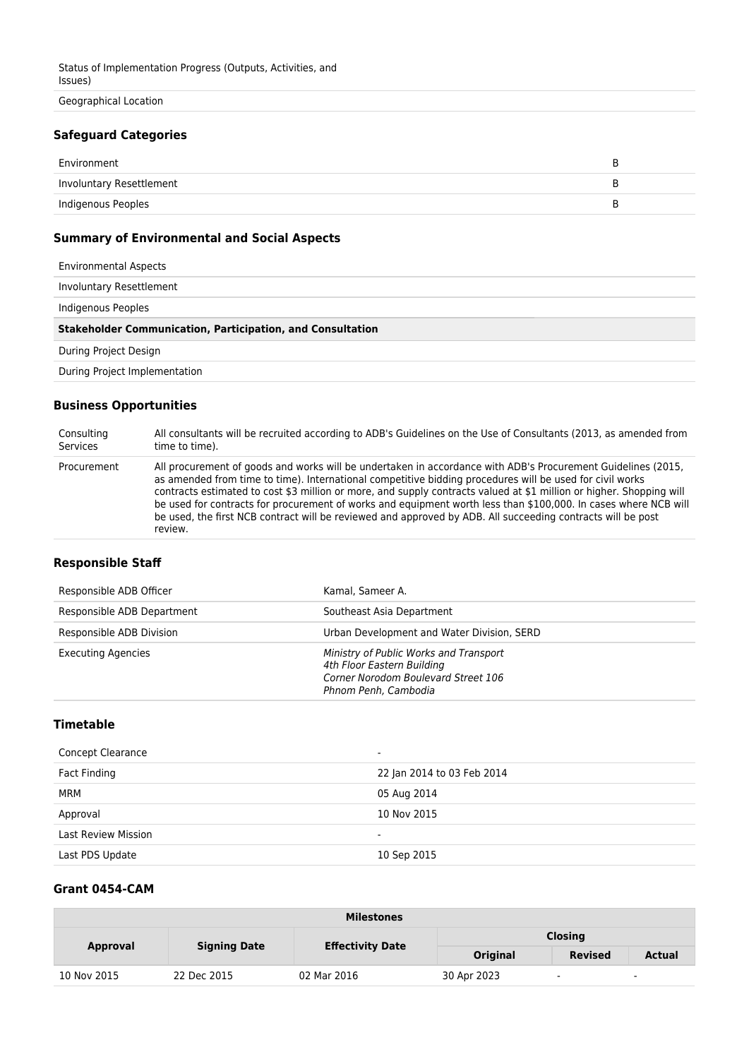| | |
|---|---|
| Status of Implementation Progress (Outputs, Activities, and Issues) | |
| Geographical Location | |

### Safeguard Categories

| | |
|---|---|
| Environment | B |
| Involuntary Resettlement | B |
| Indigenous Peoples | B |

### Summary of Environmental and Social Aspects

| |
|---|
| Environmental Aspects |
| Involuntary Resettlement |
| Indigenous Peoples |
| **Stakeholder Communication, Participation, and Consultation** |
| During Project Design |
| During Project Implementation |

### Business Opportunities

| | |
|---|---|
| Consulting Services | All consultants will be recruited according to ADB's Guidelines on the Use of Consultants (2013, as amended from time to time). |
| Procurement | All procurement of goods and works will be undertaken in accordance with ADB's Procurement Guidelines (2015, as amended from time to time). International competitive bidding procedures will be used for civil works contracts estimated to cost $3 million or more, and supply contracts valued at $1 million or higher. Shopping will be used for contracts for procurement of works and equipment worth less than $100,000. In cases where NCB will be used, the first NCB contract will be reviewed and approved by ADB. All succeeding contracts will be post review. |

### Responsible Staff

| | |
|---|---|
| Responsible ADB Officer | Kamal, Sameer A. |
| Responsible ADB Department | Southeast Asia Department |
| Responsible ADB Division | Urban Development and Water Division, SERD |
| Executing Agencies | *Ministry of Public Works and Transport*<br>*4th Floor Eastern Building*<br>*Corner Norodom Boulevard Street 106*<br>*Phnom Penh, Cambodia* |

### Timetable

| | |
|---|---|
| Concept Clearance | - |
| Fact Finding | 22 Jan 2014 to 03 Feb 2014 |
| MRM | 05 Aug 2014 |
| Approval | 10 Nov 2015 |
| Last Review Mission | - |
| Last PDS Update | 10 Sep 2015 |

### Grant 0454-CAM

| Milestones | | | | | |
|---|---|---|---|---|---|
| Approval | Signing Date | Effectivity Date | Closing | | |
| | | | Original | Revised | Actual |
| 10 Nov 2015 | 22 Dec 2015 | 02 Mar 2016 | 30 Apr 2023 | - | - |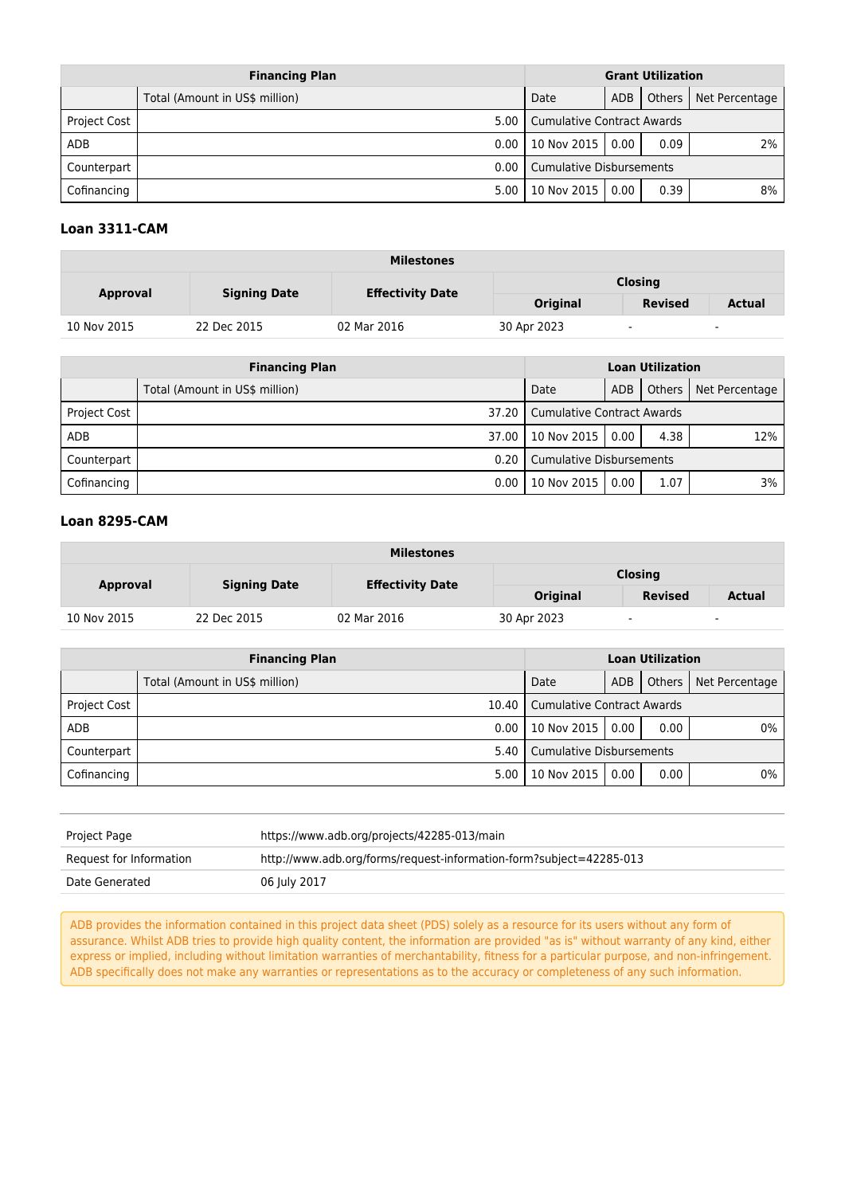| Financing Plan | | Grant Utilization | | | |
|---|---|---|---|---|---|
| | Total (Amount in US$ million) | Date | ADB | Others | Net Percentage |
| Project Cost | 5.00 | Cumulative Contract Awards | | | |
| ADB | 0.00 | 10 Nov 2015 | 0.00 | 0.09 | 2% |
| Counterpart | 0.00 | Cumulative Disbursements | | | |
| Cofinancing | 5.00 | 10 Nov 2015 | 0.00 | 0.39 | 8% |

### Loan 3311-CAM

| Milestones | | | | | |
|---|---|---|---|---|---|
| Approval | Signing Date | Effectivity Date | Closing | | |
| | | | Original | Revised | Actual |
| 10 Nov 2015 | 22 Dec 2015 | 02 Mar 2016 | 30 Apr 2023 | - | - |

| Financing Plan | | Loan Utilization | | | |
|---|---|---|---|---|---|
| | Total (Amount in US$ million) | Date | ADB | Others | Net Percentage |
| Project Cost | 37.20 | Cumulative Contract Awards | | | |
| ADB | 37.00 | 10 Nov 2015 | 0.00 | 4.38 | 12% |
| Counterpart | 0.20 | Cumulative Disbursements | | | |
| Cofinancing | 0.00 | 10 Nov 2015 | 0.00 | 1.07 | 3% |

### Loan 8295-CAM

| Milestones | | | | | |
|---|---|---|---|---|---|
| Approval | Signing Date | Effectivity Date | Closing | | |
| | | | Original | Revised | Actual |
| 10 Nov 2015 | 22 Dec 2015 | 02 Mar 2016 | 30 Apr 2023 | - | - |

| Financing Plan | | Loan Utilization | | | |
|---|---|---|---|---|---|
| | Total (Amount in US$ million) | Date | ADB | Others | Net Percentage |
| Project Cost | 10.40 | Cumulative Contract Awards | | | |
| ADB | 0.00 | 10 Nov 2015 | 0.00 | 0.00 | 0% |
| Counterpart | 5.40 | Cumulative Disbursements | | | |
| Cofinancing | 5.00 | 10 Nov 2015 | 0.00 | 0.00 | 0% |

| | |
|---|---|
| Project Page | https://www.adb.org/projects/42285-013/main |
| Request for Information | http://www.adb.org/forms/request-information-form?subject=42285-013 |
| Date Generated | 06 July 2017 |

ADB provides the information contained in this project data sheet (PDS) solely as a resource for its users without any form of assurance. Whilst ADB tries to provide high quality content, the information are provided "as is" without warranty of any kind, either express or implied, including without limitation warranties of merchantability, fitness for a particular purpose, and non-infringement. ADB specifically does not make any warranties or representations as to the accuracy or completeness of any such information.